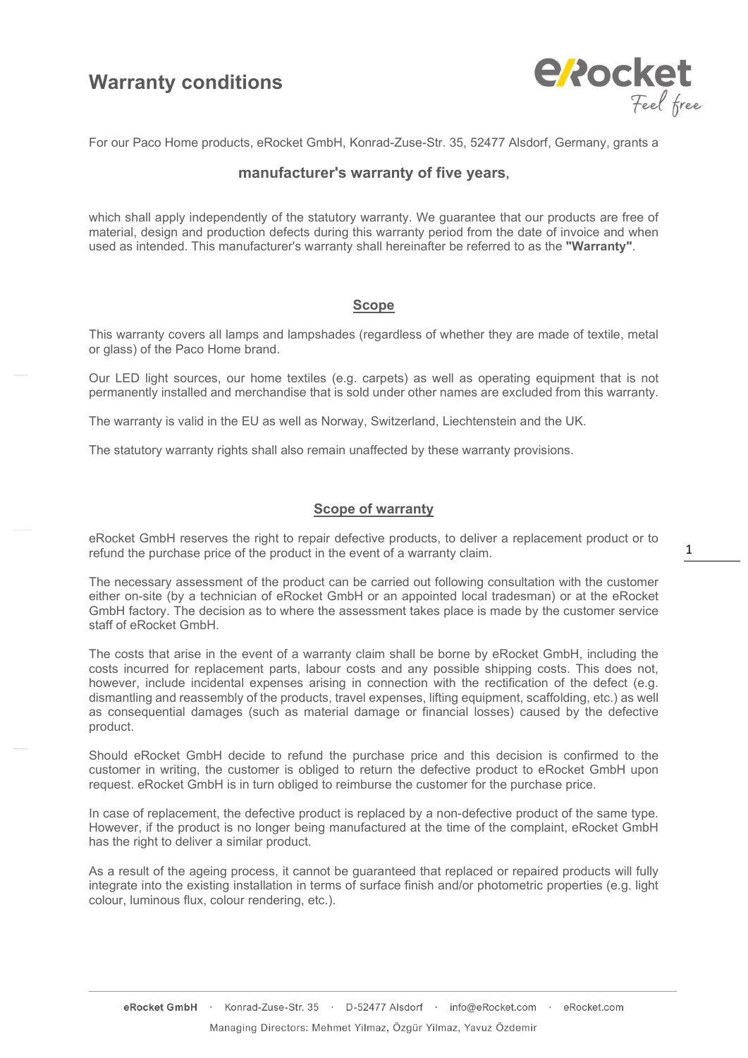# Warranty conditions

For our Paco Home products, eRocket GmbH, Konrad-Zuse-Str. 35, 52477 Alsdorf, Germany, grants a

**manufacturer's warranty of five years**,

which shall apply independently of the statutory warranty. We guarantee that our products are free of material, design and production defects during this warranty period from the date of invoice and when used as intended. This manufacturer's warranty shall hereinafter be referred to as the **"Warranty"**.

## Scope

This warranty covers all lamps and lampshades (regardless of whether they are made of textile, metal or glass) of the Paco Home brand.

Our LED light sources, our home textiles (e.g. carpets) as well as operating equipment that is not permanently installed and merchandise that is sold under other names are excluded from this warranty.

The warranty is valid in the EU as well as Norway, Switzerland, Liechtenstein and the UK.

The statutory warranty rights shall also remain unaffected by these warranty provisions.

## Scope of warranty

eRocket GmbH reserves the right to repair defective products, to deliver a replacement product or to refund the purchase price of the product in the event of a warranty claim.

The necessary assessment of the product can be carried out following consultation with the customer either on-site (by a technician of eRocket GmbH or an appointed local tradesman) or at the eRocket GmbH factory. The decision as to where the assessment takes place is made by the customer service staff of eRocket GmbH.

The costs that arise in the event of a warranty claim shall be borne by eRocket GmbH, including the costs incurred for replacement parts, labour costs and any possible shipping costs. This does not, however, include incidental expenses arising in connection with the rectification of the defect (e.g. dismantling and reassembly of the products, travel expenses, lifting equipment, scaffolding, etc.) as well as consequential damages (such as material damage or financial losses) caused by the defective product.

Should eRocket GmbH decide to refund the purchase price and this decision is confirmed to the customer in writing, the customer is obliged to return the defective product to eRocket GmbH upon request. eRocket GmbH is in turn obliged to reimburse the customer for the purchase price.

In case of replacement, the defective product is replaced by a non-defective product of the same type. However, if the product is no longer being manufactured at the time of the complaint, eRocket GmbH has the right to deliver a similar product.

As a result of the ageing process, it cannot be guaranteed that replaced or repaired products will fully integrate into the existing installation in terms of surface finish and/or photometric properties (e.g. light colour, luminous flux, colour rendering, etc.).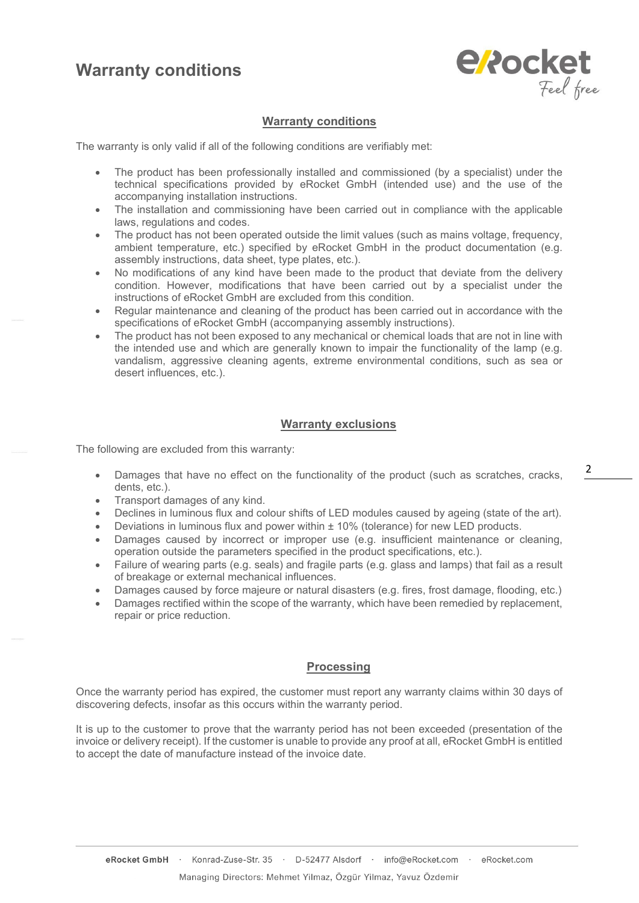# Warranty conditions

## Warranty conditions

The warranty is only valid if all of the following conditions are verifiably met:

- The product has been professionally installed and commissioned (by a specialist) under the technical specifications provided by eRocket GmbH (intended use) and the use of the accompanying installation instructions.
- The installation and commissioning have been carried out in compliance with the applicable laws, regulations and codes.
- The product has not been operated outside the limit values (such as mains voltage, frequency, ambient temperature, etc.) specified by eRocket GmbH in the product documentation (e.g. assembly instructions, data sheet, type plates, etc.).
- No modifications of any kind have been made to the product that deviate from the delivery condition. However, modifications that have been carried out by a specialist under the instructions of eRocket GmbH are excluded from this condition.
- Regular maintenance and cleaning of the product has been carried out in accordance with the specifications of eRocket GmbH (accompanying assembly instructions).
- The product has not been exposed to any mechanical or chemical loads that are not in line with the intended use and which are generally known to impair the functionality of the lamp (e.g. vandalism, aggressive cleaning agents, extreme environmental conditions, such as sea or desert influences, etc.).

## Warranty exclusions

The following are excluded from this warranty:

- Damages that have no effect on the functionality of the product (such as scratches, cracks, dents, etc.).
- Transport damages of any kind.
- Declines in luminous flux and colour shifts of LED modules caused by ageing (state of the art).
- Deviations in luminous flux and power within ± 10% (tolerance) for new LED products.
- Damages caused by incorrect or improper use (e.g. insufficient maintenance or cleaning, operation outside the parameters specified in the product specifications, etc.).
- Failure of wearing parts (e.g. seals) and fragile parts (e.g. glass and lamps) that fail as a result of breakage or external mechanical influences.
- Damages caused by force majeure or natural disasters (e.g. fires, frost damage, flooding, etc.)
- Damages rectified within the scope of the warranty, which have been remedied by replacement, repair or price reduction.

## Processing

Once the warranty period has expired, the customer must report any warranty claims within 30 days of discovering defects, insofar as this occurs within the warranty period.

It is up to the customer to prove that the warranty period has not been exceeded (presentation of the invoice or delivery receipt). If the customer is unable to provide any proof at all, eRocket GmbH is entitled to accept the date of manufacture instead of the invoice date.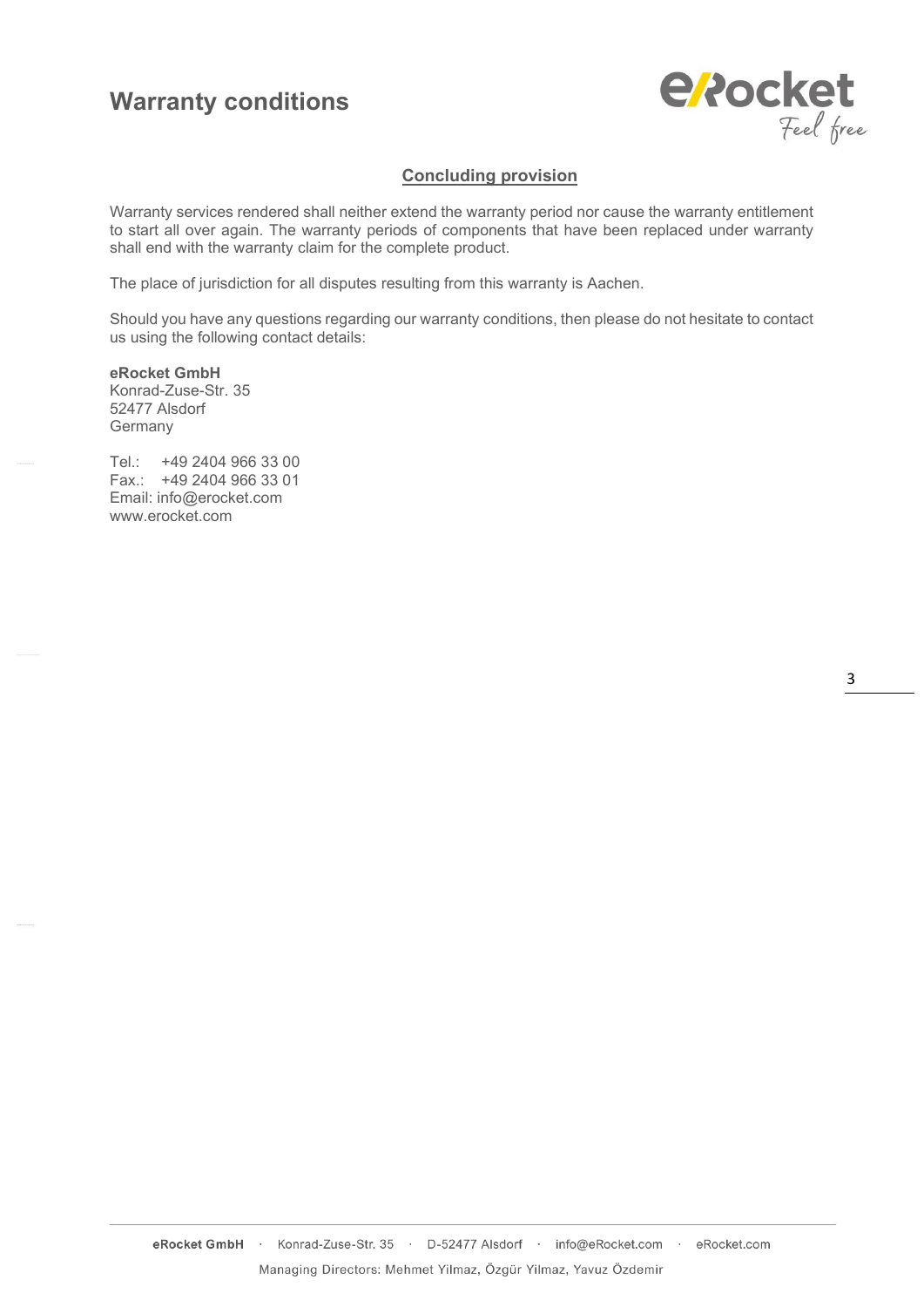# Warranty conditions

## Concluding provision

Warranty services rendered shall neither extend the warranty period nor cause the warranty entitlement to start all over again. The warranty periods of components that have been replaced under warranty shall end with the warranty claim for the complete product.

The place of jurisdiction for all disputes resulting from this warranty is Aachen.

Should you have any questions regarding our warranty conditions, then please do not hesitate to contact us using the following contact details:

**eRocket GmbH**
Konrad-Zuse-Str. 35
52477 Alsdorf
Germany

Tel.: +49 2404 966 33 00
Fax.: +49 2404 966 33 01
Email: info@erocket.com
www.erocket.com